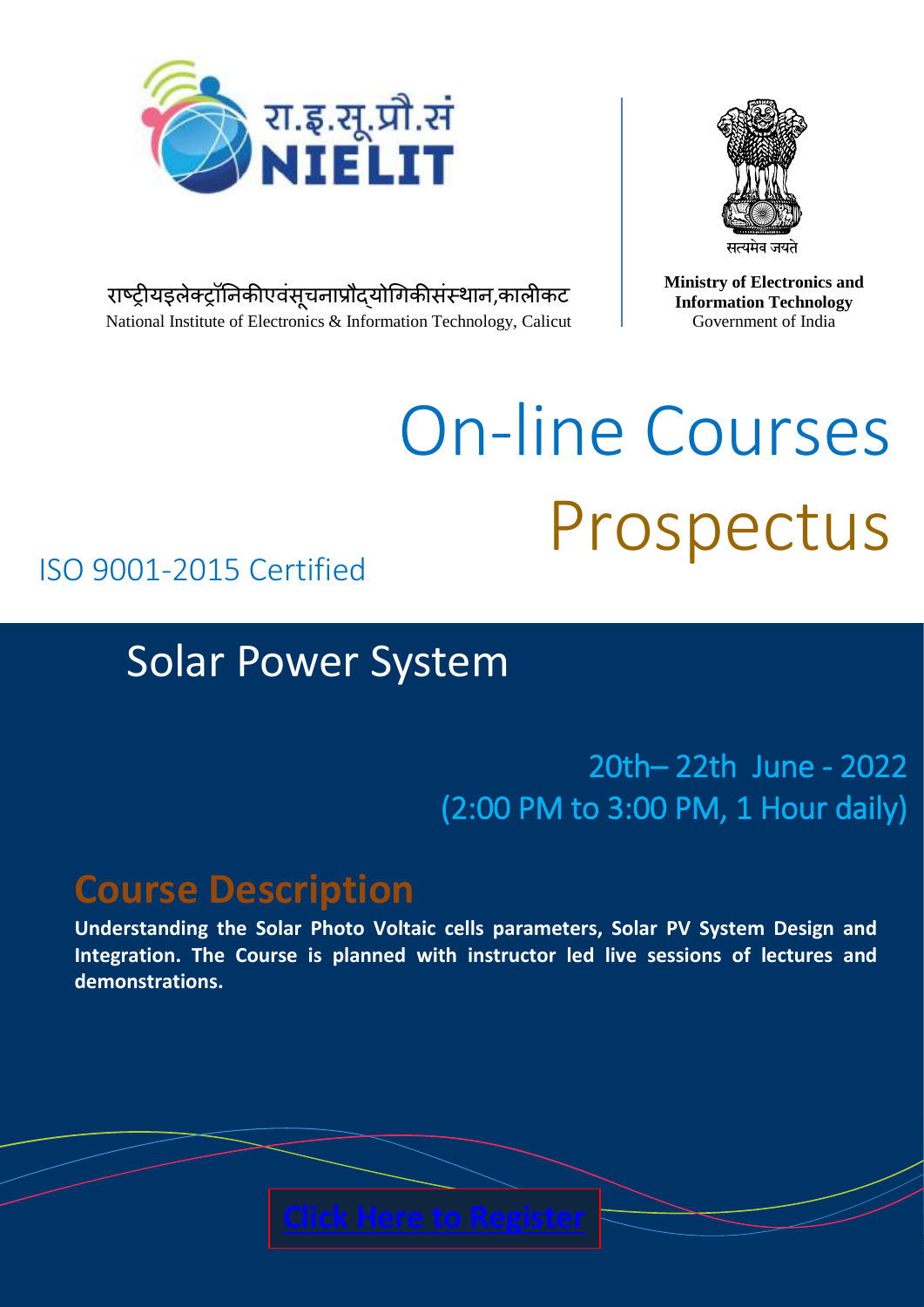रा.इ.सू.प्रौ.सं
NIELIT

राष्ट्रीयइलेक्ट्रॉनिकीएवंसूचनाप्रौद्योगिकीसंस्थान,कालीकट
National Institute of Electronics & Information Technology, Calicut

सत्यमेव जयते

**Ministry of Electronics and Information Technology**
Government of India

# On-line Courses Prospectus

ISO 9001-2015 Certified

## Solar Power System

20th– 22th June - 2022
(2:00 PM to 3:00 PM, 1 Hour daily)

## Course Description

**Understanding the Solar Photo Voltaic cells parameters, Solar PV System Design and Integration. The Course is planned with instructor led live sessions of lectures and demonstrations.**

Click Here to Register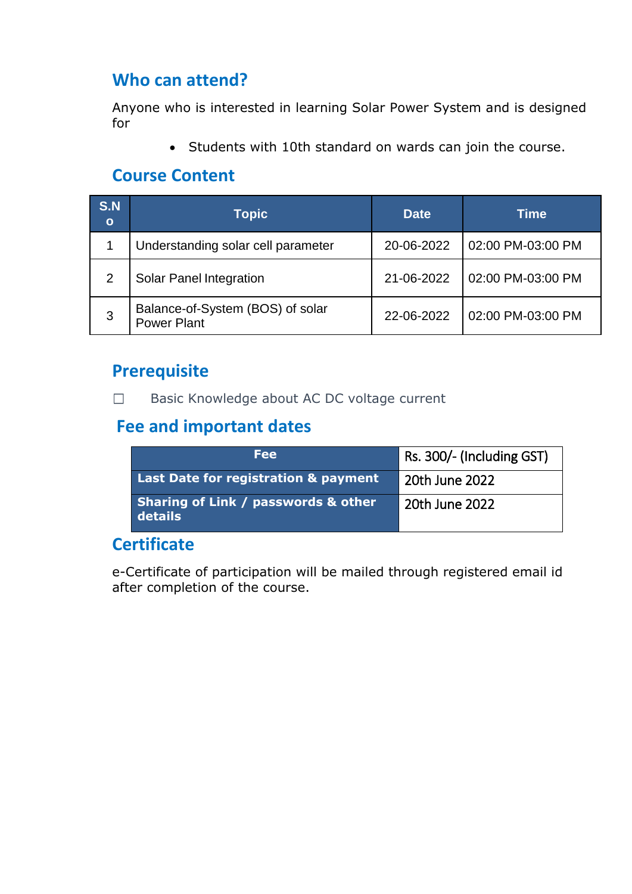## Who can attend?

Anyone who is interested in learning Solar Power System and is designed for

- Students with 10th standard on wards can join the course.

## Course Content

| S.No | Topic | Date | Time |
|---|---|---|---|
| 1 | Understanding solar cell parameter | 20-06-2022 | 02:00 PM-03:00 PM |
| 2 | Solar Panel Integration | 21-06-2022 | 02:00 PM-03:00 PM |
| 3 | Balance-of-System (BOS) of solar Power Plant | 22-06-2022 | 02:00 PM-03:00 PM |

## Prerequisite

☐ Basic Knowledge about AC DC voltage current

## Fee and important dates

| Fee | Rs. 300/- (Including GST) |
|---|---|
| **Last Date for registration & payment** | 20th June 2022 |
| **Sharing of Link / passwords & other details** | 20th June 2022 |

## Certificate

e-Certificate of participation will be mailed through registered email id after completion of the course.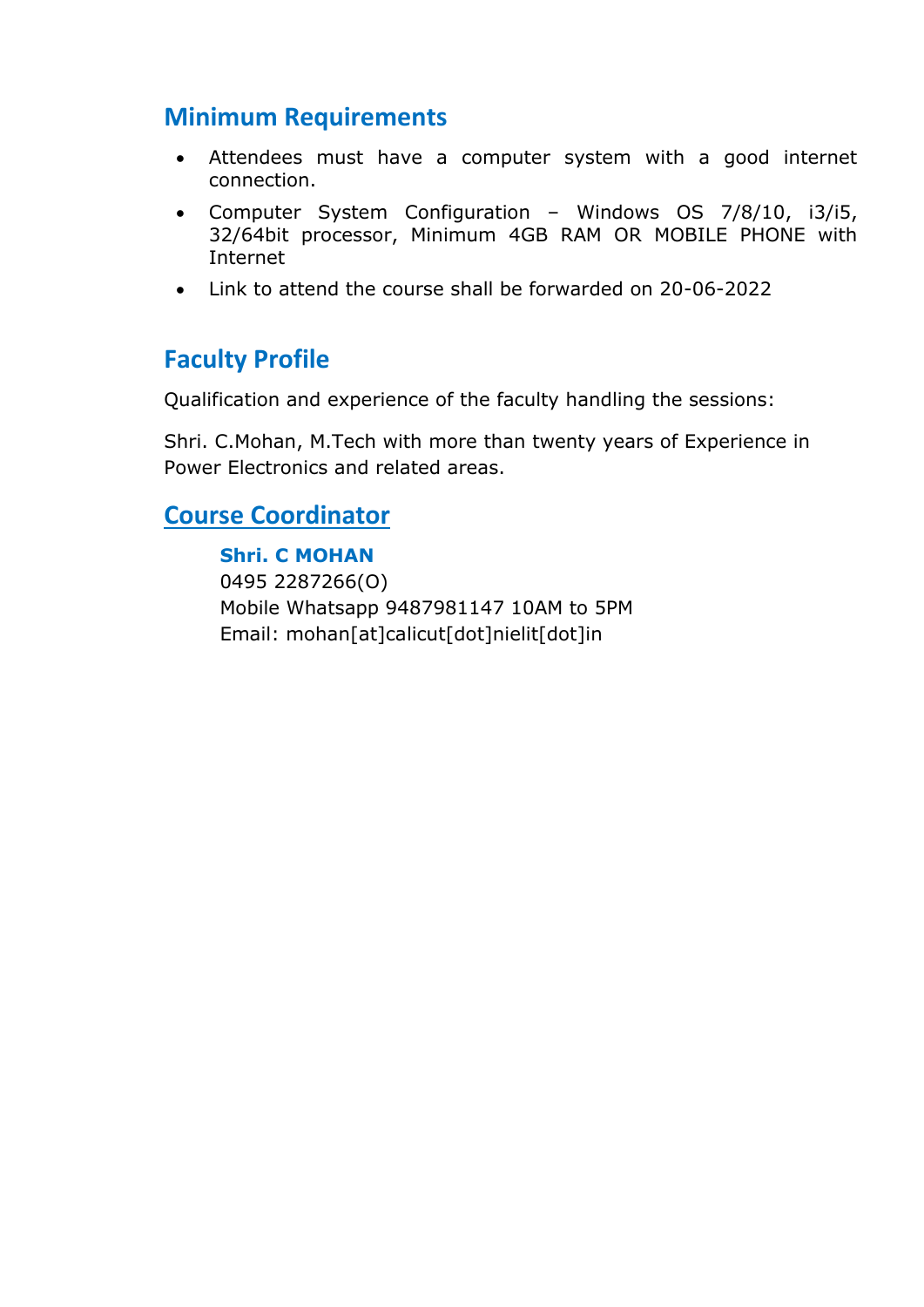## Minimum Requirements

- Attendees must have a computer system with a good internet connection.
- Computer System Configuration – Windows OS 7/8/10, i3/i5, 32/64bit processor, Minimum 4GB RAM OR MOBILE PHONE with Internet
- Link to attend the course shall be forwarded on 20-06-2022

## Faculty Profile

Qualification and experience of the faculty handling the sessions:

Shri. C.Mohan, M.Tech with more than twenty years of Experience in Power Electronics and related areas.

## Course Coordinator

**Shri. C MOHAN**
0495 2287266(O)
Mobile Whatsapp 9487981147 10AM to 5PM
Email: mohan[at]calicut[dot]nielit[dot]in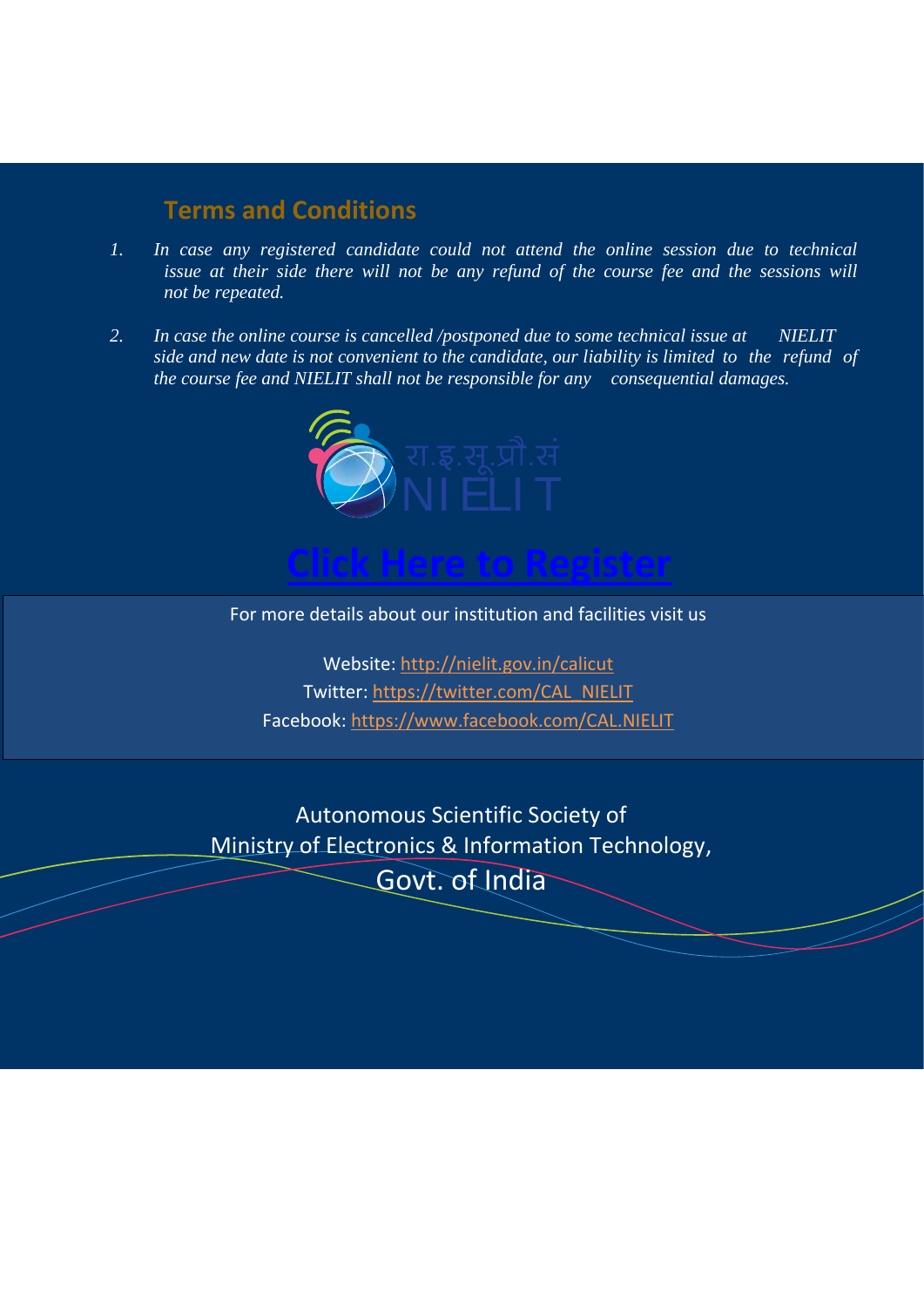## Terms and Conditions

1. *In case any registered candidate could not attend the online session due to technical issue at their side there will not be any refund of the course fee and the sessions will not be repeated.*

2. *In case the online course is cancelled /postponed due to some technical issue at NIELIT side and new date is not convenient to the candidate, our liability is limited to the refund of the course fee and NIELIT shall not be responsible for any consequential damages.*

रा.इ.सू.प्रौ.सं
NIELIT

**Click Here to Register**

For more details about our institution and facilities visit us

Website: http://nielit.gov.in/calicut
Twitter: https://twitter.com/CAL_NIELIT
Facebook: https://www.facebook.com/CAL.NIELIT

Autonomous Scientific Society of
Ministry of Electronics & Information Technology,
Govt. of India